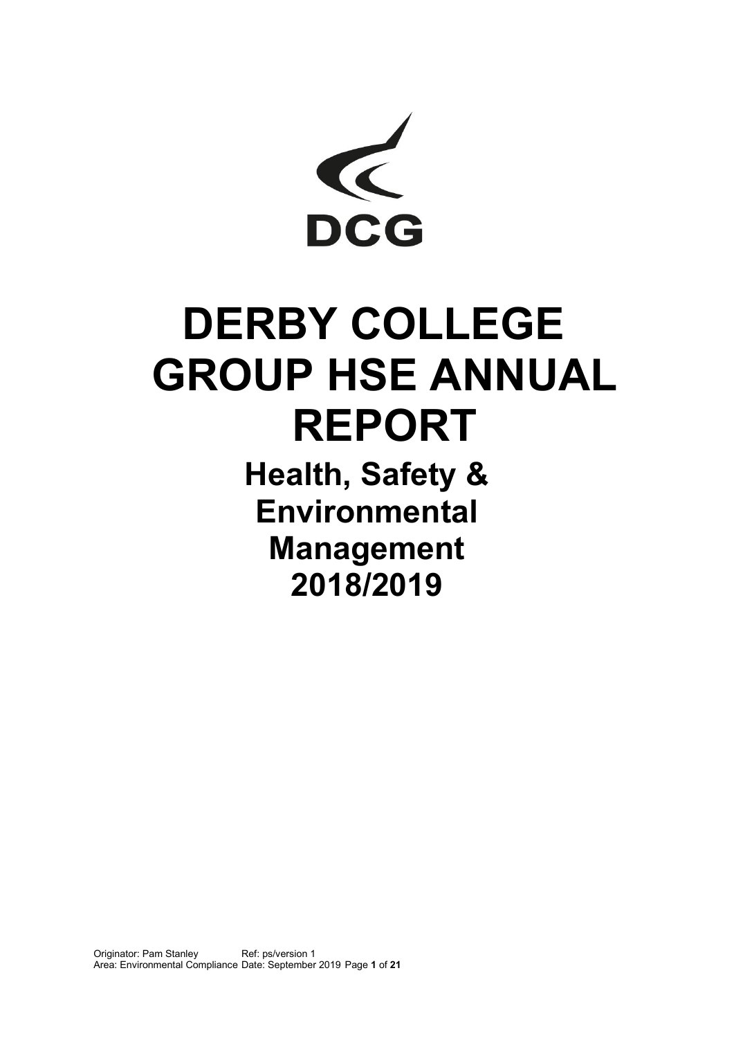DCG

# DERBY COLLEGE GROUP HSE ANNUAL REPORT

## Health, Safety & Environmental Management 2018/2019

Originator: Pam Stanley Ref: ps/version 1
Area: Environmental Compliance Date: September 2019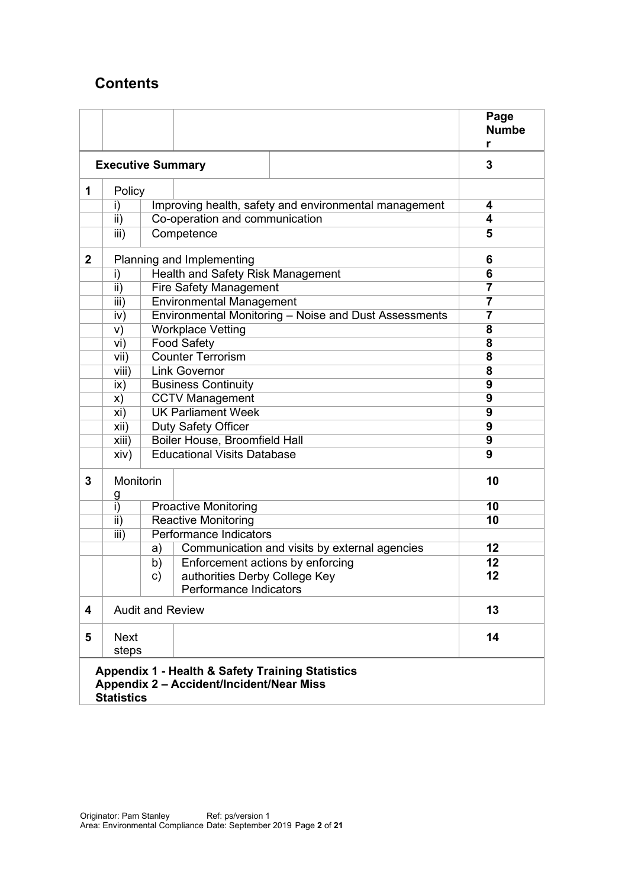## Contents

| | | | | Page Number |
|---|---|---|---|---|
| | **Executive Summary** | | | **3** |
| **1** | Policy | | | |
| | i) | Improving health, safety and environmental management | | **4** |
| | ii) | Co-operation and communication | | **4** |
| | iii) | Competence | | **5** |
| **2** | Planning and Implementing | | | **6** |
| | i) | Health and Safety Risk Management | | **6** |
| | ii) | Fire Safety Management | | **7** |
| | iii) | Environmental Management | | **7** |
| | iv) | Environmental Monitoring – Noise and Dust Assessments | | **7** |
| | v) | Workplace Vetting | | **8** |
| | vi) | Food Safety | | **8** |
| | vii) | Counter Terrorism | | **8** |
| | viii) | Link Governor | | **8** |
| | ix) | Business Continuity | | **9** |
| | x) | CCTV Management | | **9** |
| | xi) | UK Parliament Week | | **9** |
| | xii) | Duty Safety Officer | | **9** |
| | xiii) | Boiler House, Broomfield Hall | | **9** |
| | xiv) | Educational Visits Database | | **9** |
| **3** | Monitoring | | | **10** |
| | i) | Proactive Monitoring | | **10** |
| | ii) | Reactive Monitoring | | **10** |
| | iii) | Performance Indicators | | |
| | | a) | Communication and visits by external agencies | **12** |
| | | b) | Enforcement actions by enforcing authorities | **12** |
| | | c) | Derby College Key Performance Indicators | **12** |
| **4** | Audit and Review | | | **13** |
| **5** | Next steps | | | **14** |

**Appendix 1 - Health & Safety Training Statistics**
**Appendix 2 – Accident/Incident/Near Miss Statistics**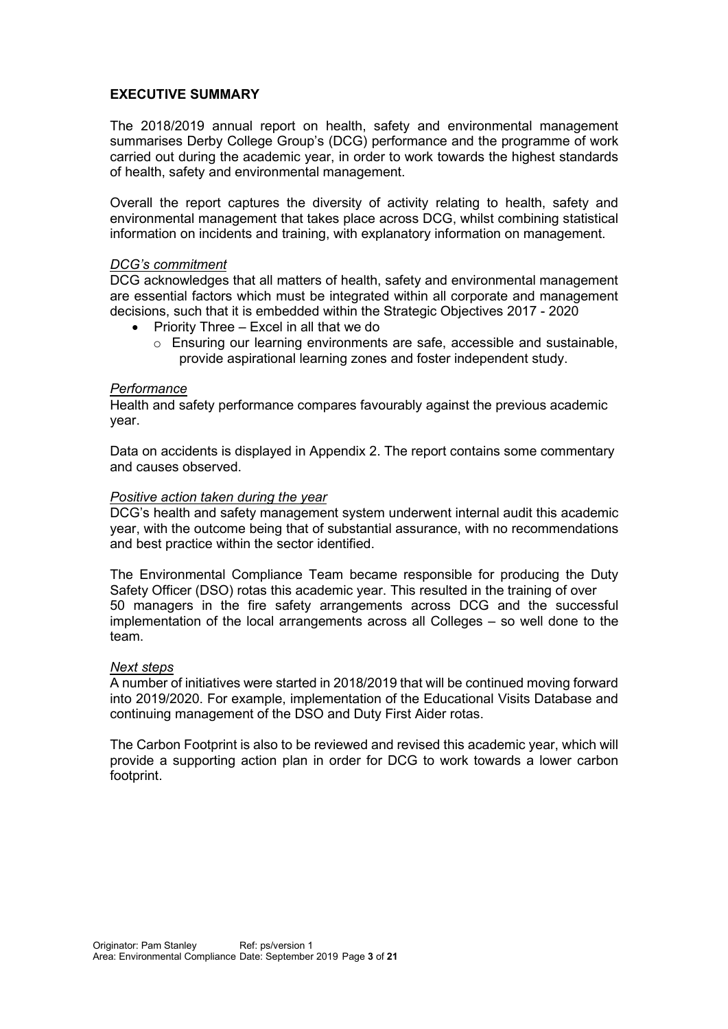## EXECUTIVE SUMMARY

The 2018/2019 annual report on health, safety and environmental management summarises Derby College Group's (DCG) performance and the programme of work carried out during the academic year, in order to work towards the highest standards of health, safety and environmental management.

Overall the report captures the diversity of activity relating to health, safety and environmental management that takes place across DCG, whilst combining statistical information on incidents and training, with explanatory information on management.

*DCG's commitment*

DCG acknowledges that all matters of health, safety and environmental management are essential factors which must be integrated within all corporate and management decisions, such that it is embedded within the Strategic Objectives 2017 - 2020

- Priority Three – Excel in all that we do
  - Ensuring our learning environments are safe, accessible and sustainable, provide aspirational learning zones and foster independent study.

*Performance*

Health and safety performance compares favourably against the previous academic year.

Data on accidents is displayed in Appendix 2. The report contains some commentary and causes observed.

*Positive action taken during the year*

DCG's health and safety management system underwent internal audit this academic year, with the outcome being that of substantial assurance, with no recommendations and best practice within the sector identified.

The Environmental Compliance Team became responsible for producing the Duty Safety Officer (DSO) rotas this academic year. This resulted in the training of over 50 managers in the fire safety arrangements across DCG and the successful implementation of the local arrangements across all Colleges – so well done to the team.

*Next steps*

A number of initiatives were started in 2018/2019 that will be continued moving forward into 2019/2020. For example, implementation of the Educational Visits Database and continuing management of the DSO and Duty First Aider rotas.

The Carbon Footprint is also to be reviewed and revised this academic year, which will provide a supporting action plan in order for DCG to work towards a lower carbon footprint.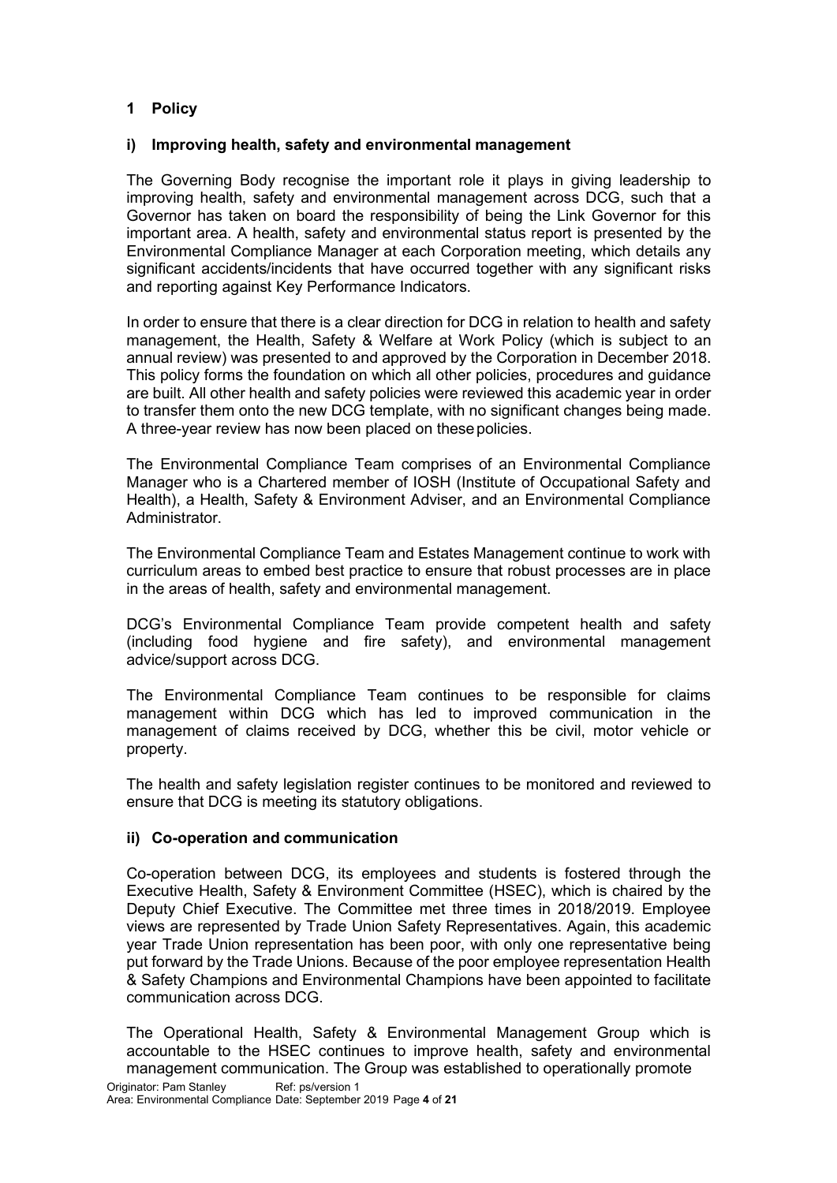## 1 Policy

### i) Improving health, safety and environmental management

The Governing Body recognise the important role it plays in giving leadership to improving health, safety and environmental management across DCG, such that a Governor has taken on board the responsibility of being the Link Governor for this important area. A health, safety and environmental status report is presented by the Environmental Compliance Manager at each Corporation meeting, which details any significant accidents/incidents that have occurred together with any significant risks and reporting against Key Performance Indicators.

In order to ensure that there is a clear direction for DCG in relation to health and safety management, the Health, Safety & Welfare at Work Policy (which is subject to an annual review) was presented to and approved by the Corporation in December 2018. This policy forms the foundation on which all other policies, procedures and guidance are built. All other health and safety policies were reviewed this academic year in order to transfer them onto the new DCG template, with no significant changes being made. A three-year review has now been placed on these policies.

The Environmental Compliance Team comprises of an Environmental Compliance Manager who is a Chartered member of IOSH (Institute of Occupational Safety and Health), a Health, Safety & Environment Adviser, and an Environmental Compliance Administrator.

The Environmental Compliance Team and Estates Management continue to work with curriculum areas to embed best practice to ensure that robust processes are in place in the areas of health, safety and environmental management.

DCG's Environmental Compliance Team provide competent health and safety (including food hygiene and fire safety), and environmental management advice/support across DCG.

The Environmental Compliance Team continues to be responsible for claims management within DCG which has led to improved communication in the management of claims received by DCG, whether this be civil, motor vehicle or property.

The health and safety legislation register continues to be monitored and reviewed to ensure that DCG is meeting its statutory obligations.

### ii) Co-operation and communication

Co-operation between DCG, its employees and students is fostered through the Executive Health, Safety & Environment Committee (HSEC), which is chaired by the Deputy Chief Executive. The Committee met three times in 2018/2019. Employee views are represented by Trade Union Safety Representatives. Again, this academic year Trade Union representation has been poor, with only one representative being put forward by the Trade Unions. Because of the poor employee representation Health & Safety Champions and Environmental Champions have been appointed to facilitate communication across DCG.

The Operational Health, Safety & Environmental Management Group which is accountable to the HSEC continues to improve health, safety and environmental management communication. The Group was established to operationally promote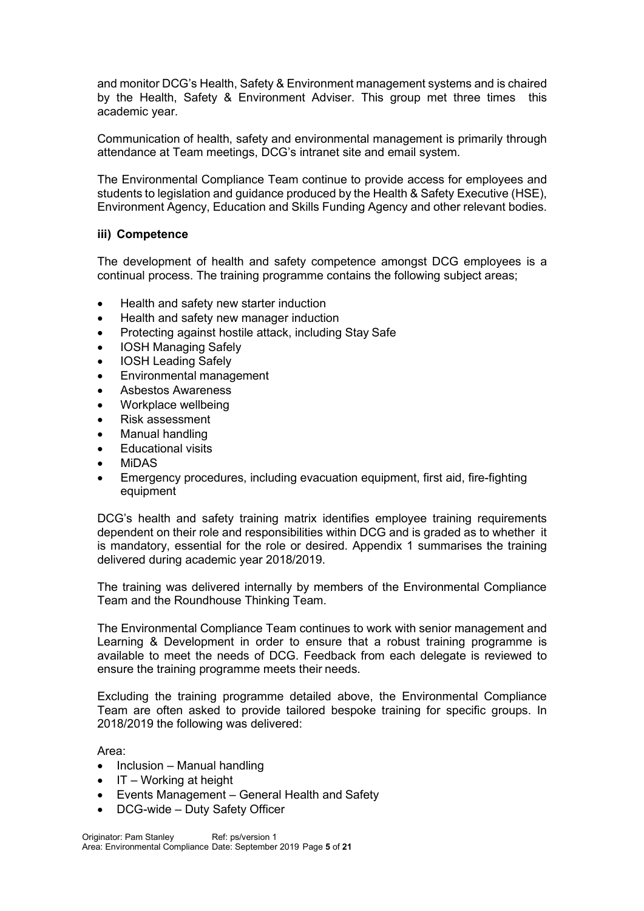and monitor DCG's Health, Safety & Environment management systems and is chaired by the Health, Safety & Environment Adviser. This group met three times this academic year.

Communication of health, safety and environmental management is primarily through attendance at Team meetings, DCG's intranet site and email system.

The Environmental Compliance Team continue to provide access for employees and students to legislation and guidance produced by the Health & Safety Executive (HSE), Environment Agency, Education and Skills Funding Agency and other relevant bodies.

### iii) Competence

The development of health and safety competence amongst DCG employees is a continual process. The training programme contains the following subject areas;

- Health and safety new starter induction
- Health and safety new manager induction
- Protecting against hostile attack, including Stay Safe
- IOSH Managing Safely
- IOSH Leading Safely
- Environmental management
- Asbestos Awareness
- Workplace wellbeing
- Risk assessment
- Manual handling
- Educational visits
- MiDAS
- Emergency procedures, including evacuation equipment, first aid, fire-fighting equipment

DCG's health and safety training matrix identifies employee training requirements dependent on their role and responsibilities within DCG and is graded as to whether it is mandatory, essential for the role or desired. Appendix 1 summarises the training delivered during academic year 2018/2019.

The training was delivered internally by members of the Environmental Compliance Team and the Roundhouse Thinking Team.

The Environmental Compliance Team continues to work with senior management and Learning & Development in order to ensure that a robust training programme is available to meet the needs of DCG. Feedback from each delegate is reviewed to ensure the training programme meets their needs.

Excluding the training programme detailed above, the Environmental Compliance Team are often asked to provide tailored bespoke training for specific groups. In 2018/2019 the following was delivered:

Area:

- Inclusion – Manual handling
- IT – Working at height
- Events Management – General Health and Safety
- DCG-wide – Duty Safety Officer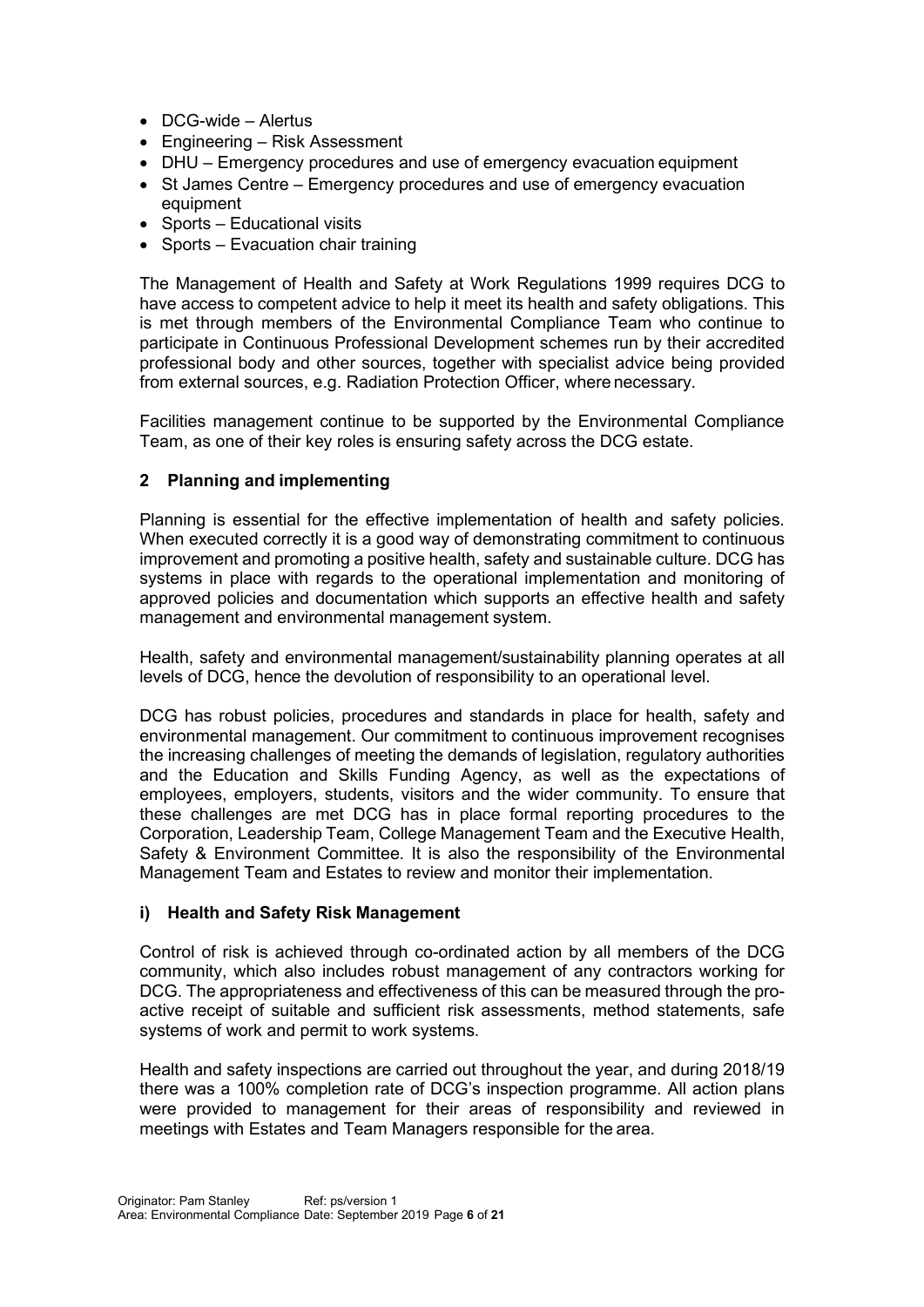- DCG-wide – Alertus
- Engineering – Risk Assessment
- DHU – Emergency procedures and use of emergency evacuation equipment
- St James Centre – Emergency procedures and use of emergency evacuation equipment
- Sports – Educational visits
- Sports – Evacuation chair training

The Management of Health and Safety at Work Regulations 1999 requires DCG to have access to competent advice to help it meet its health and safety obligations. This is met through members of the Environmental Compliance Team who continue to participate in Continuous Professional Development schemes run by their accredited professional body and other sources, together with specialist advice being provided from external sources, e.g. Radiation Protection Officer, where necessary.

Facilities management continue to be supported by the Environmental Compliance Team, as one of their key roles is ensuring safety across the DCG estate.

## 2 Planning and implementing

Planning is essential for the effective implementation of health and safety policies. When executed correctly it is a good way of demonstrating commitment to continuous improvement and promoting a positive health, safety and sustainable culture. DCG has systems in place with regards to the operational implementation and monitoring of approved policies and documentation which supports an effective health and safety management and environmental management system.

Health, safety and environmental management/sustainability planning operates at all levels of DCG, hence the devolution of responsibility to an operational level.

DCG has robust policies, procedures and standards in place for health, safety and environmental management. Our commitment to continuous improvement recognises the increasing challenges of meeting the demands of legislation, regulatory authorities and the Education and Skills Funding Agency, as well as the expectations of employees, employers, students, visitors and the wider community. To ensure that these challenges are met DCG has in place formal reporting procedures to the Corporation, Leadership Team, College Management Team and the Executive Health, Safety & Environment Committee. It is also the responsibility of the Environmental Management Team and Estates to review and monitor their implementation.

### i) Health and Safety Risk Management

Control of risk is achieved through co-ordinated action by all members of the DCG community, which also includes robust management of any contractors working for DCG. The appropriateness and effectiveness of this can be measured through the pro-active receipt of suitable and sufficient risk assessments, method statements, safe systems of work and permit to work systems.

Health and safety inspections are carried out throughout the year, and during 2018/19 there was a 100% completion rate of DCG's inspection programme. All action plans were provided to management for their areas of responsibility and reviewed in meetings with Estates and Team Managers responsible for the area.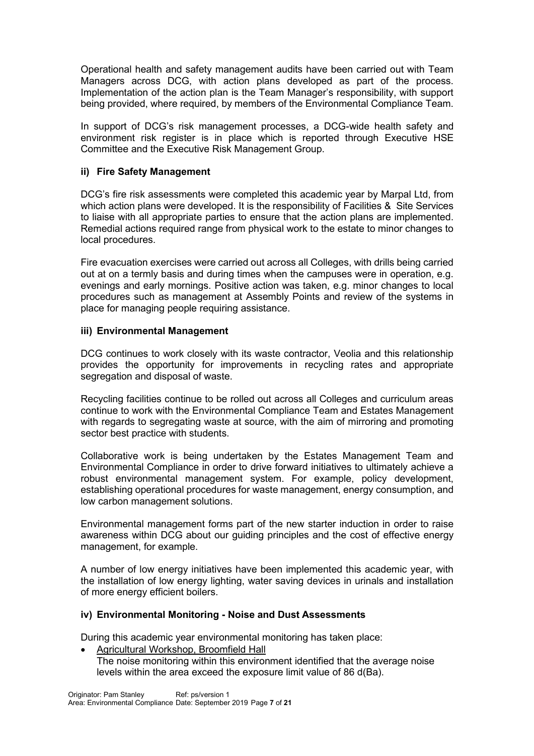Operational health and safety management audits have been carried out with Team Managers across DCG, with action plans developed as part of the process. Implementation of the action plan is the Team Manager's responsibility, with support being provided, where required, by members of the Environmental Compliance Team.

In support of DCG's risk management processes, a DCG-wide health safety and environment risk register is in place which is reported through Executive HSE Committee and the Executive Risk Management Group.

### ii) Fire Safety Management

DCG's fire risk assessments were completed this academic year by Marpal Ltd, from which action plans were developed. It is the responsibility of Facilities & Site Services to liaise with all appropriate parties to ensure that the action plans are implemented. Remedial actions required range from physical work to the estate to minor changes to local procedures.

Fire evacuation exercises were carried out across all Colleges, with drills being carried out at on a termly basis and during times when the campuses were in operation, e.g. evenings and early mornings. Positive action was taken, e.g. minor changes to local procedures such as management at Assembly Points and review of the systems in place for managing people requiring assistance.

### iii) Environmental Management

DCG continues to work closely with its waste contractor, Veolia and this relationship provides the opportunity for improvements in recycling rates and appropriate segregation and disposal of waste.

Recycling facilities continue to be rolled out across all Colleges and curriculum areas continue to work with the Environmental Compliance Team and Estates Management with regards to segregating waste at source, with the aim of mirroring and promoting sector best practice with students.

Collaborative work is being undertaken by the Estates Management Team and Environmental Compliance in order to drive forward initiatives to ultimately achieve a robust environmental management system. For example, policy development, establishing operational procedures for waste management, energy consumption, and low carbon management solutions.

Environmental management forms part of the new starter induction in order to raise awareness within DCG about our guiding principles and the cost of effective energy management, for example.

A number of low energy initiatives have been implemented this academic year, with the installation of low energy lighting, water saving devices in urinals and installation of more energy efficient boilers.

### iv) Environmental Monitoring - Noise and Dust Assessments

During this academic year environmental monitoring has taken place:

- Agricultural Workshop, Broomfield Hall
  The noise monitoring within this environment identified that the average noise levels within the area exceed the exposure limit value of 86 d(Ba).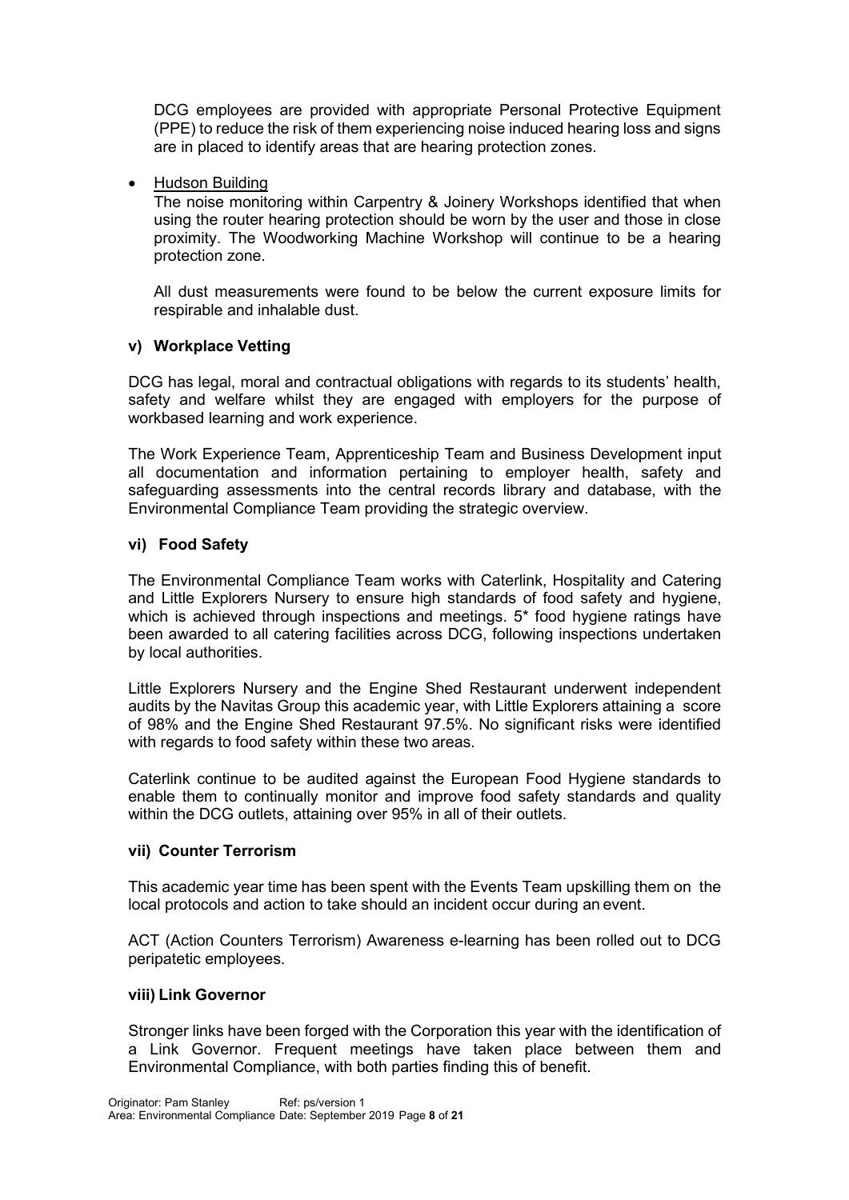DCG employees are provided with appropriate Personal Protective Equipment (PPE) to reduce the risk of them experiencing noise induced hearing loss and signs are in placed to identify areas that are hearing protection zones.

- Hudson Building

  The noise monitoring within Carpentry & Joinery Workshops identified that when using the router hearing protection should be worn by the user and those in close proximity. The Woodworking Machine Workshop will continue to be a hearing protection zone.

  All dust measurements were found to be below the current exposure limits for respirable and inhalable dust.

#### v) Workplace Vetting

DCG has legal, moral and contractual obligations with regards to its students' health, safety and welfare whilst they are engaged with employers for the purpose of workbased learning and work experience.

The Work Experience Team, Apprenticeship Team and Business Development input all documentation and information pertaining to employer health, safety and safeguarding assessments into the central records library and database, with the Environmental Compliance Team providing the strategic overview.

#### vi) Food Safety

The Environmental Compliance Team works with Caterlink, Hospitality and Catering and Little Explorers Nursery to ensure high standards of food safety and hygiene, which is achieved through inspections and meetings. 5* food hygiene ratings have been awarded to all catering facilities across DCG, following inspections undertaken by local authorities.

Little Explorers Nursery and the Engine Shed Restaurant underwent independent audits by the Navitas Group this academic year, with Little Explorers attaining a score of 98% and the Engine Shed Restaurant 97.5%. No significant risks were identified with regards to food safety within these two areas.

Caterlink continue to be audited against the European Food Hygiene standards to enable them to continually monitor and improve food safety standards and quality within the DCG outlets, attaining over 95% in all of their outlets.

#### vii) Counter Terrorism

This academic year time has been spent with the Events Team upskilling them on the local protocols and action to take should an incident occur during an event.

ACT (Action Counters Terrorism) Awareness e-learning has been rolled out to DCG peripatetic employees.

#### viii) Link Governor

Stronger links have been forged with the Corporation this year with the identification of a Link Governor. Frequent meetings have taken place between them and Environmental Compliance, with both parties finding this of benefit.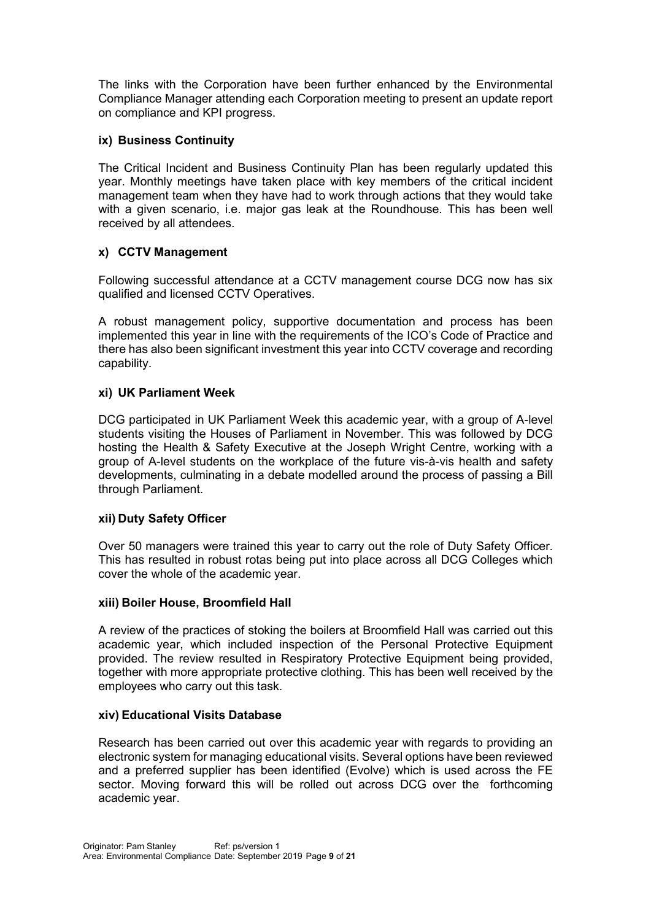The links with the Corporation have been further enhanced by the Environmental Compliance Manager attending each Corporation meeting to present an update report on compliance and KPI progress.

### ix) Business Continuity

The Critical Incident and Business Continuity Plan has been regularly updated this year. Monthly meetings have taken place with key members of the critical incident management team when they have had to work through actions that they would take with a given scenario, i.e. major gas leak at the Roundhouse. This has been well received by all attendees.

### x) CCTV Management

Following successful attendance at a CCTV management course DCG now has six qualified and licensed CCTV Operatives.

A robust management policy, supportive documentation and process has been implemented this year in line with the requirements of the ICO's Code of Practice and there has also been significant investment this year into CCTV coverage and recording capability.

### xi) UK Parliament Week

DCG participated in UK Parliament Week this academic year, with a group of A-level students visiting the Houses of Parliament in November. This was followed by DCG hosting the Health & Safety Executive at the Joseph Wright Centre, working with a group of A-level students on the workplace of the future vis-à-vis health and safety developments, culminating in a debate modelled around the process of passing a Bill through Parliament.

### xii) Duty Safety Officer

Over 50 managers were trained this year to carry out the role of Duty Safety Officer. This has resulted in robust rotas being put into place across all DCG Colleges which cover the whole of the academic year.

### xiii) Boiler House, Broomfield Hall

A review of the practices of stoking the boilers at Broomfield Hall was carried out this academic year, which included inspection of the Personal Protective Equipment provided. The review resulted in Respiratory Protective Equipment being provided, together with more appropriate protective clothing. This has been well received by the employees who carry out this task.

### xiv) Educational Visits Database

Research has been carried out over this academic year with regards to providing an electronic system for managing educational visits. Several options have been reviewed and a preferred supplier has been identified (Evolve) which is used across the FE sector. Moving forward this will be rolled out across DCG over the forthcoming academic year.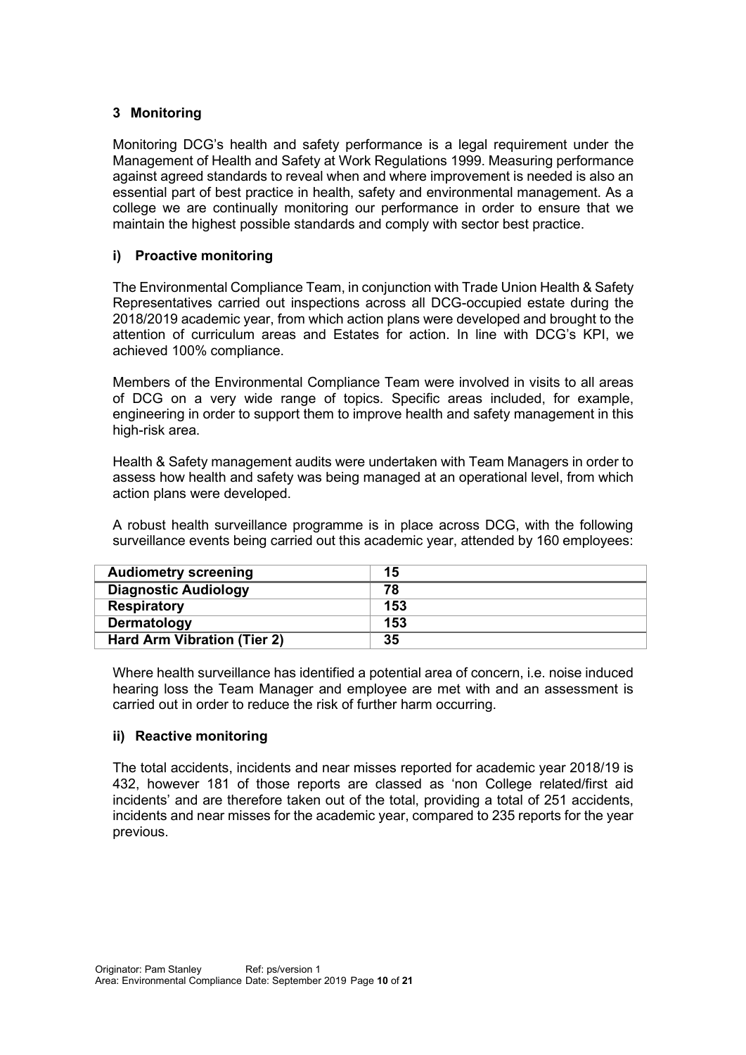## 3 Monitoring

Monitoring DCG's health and safety performance is a legal requirement under the Management of Health and Safety at Work Regulations 1999. Measuring performance against agreed standards to reveal when and where improvement is needed is also an essential part of best practice in health, safety and environmental management. As a college we are continually monitoring our performance in order to ensure that we maintain the highest possible standards and comply with sector best practice.

### i) Proactive monitoring

The Environmental Compliance Team, in conjunction with Trade Union Health & Safety Representatives carried out inspections across all DCG-occupied estate during the 2018/2019 academic year, from which action plans were developed and brought to the attention of curriculum areas and Estates for action. In line with DCG's KPI, we achieved 100% compliance.

Members of the Environmental Compliance Team were involved in visits to all areas of DCG on a very wide range of topics. Specific areas included, for example, engineering in order to support them to improve health and safety management in this high-risk area.

Health & Safety management audits were undertaken with Team Managers in order to assess how health and safety was being managed at an operational level, from which action plans were developed.

A robust health surveillance programme is in place across DCG, with the following surveillance events being carried out this academic year, attended by 160 employees:

| | |
|---|---|
| **Audiometry screening** | **15** |
| **Diagnostic Audiology** | **78** |
| **Respiratory** | **153** |
| **Dermatology** | **153** |
| **Hard Arm Vibration (Tier 2)** | **35** |

Where health surveillance has identified a potential area of concern, i.e. noise induced hearing loss the Team Manager and employee are met with and an assessment is carried out in order to reduce the risk of further harm occurring.

### ii) Reactive monitoring

The total accidents, incidents and near misses reported for academic year 2018/19 is 432, however 181 of those reports are classed as 'non College related/first aid incidents' and are therefore taken out of the total, providing a total of 251 accidents, incidents and near misses for the academic year, compared to 235 reports for the year previous.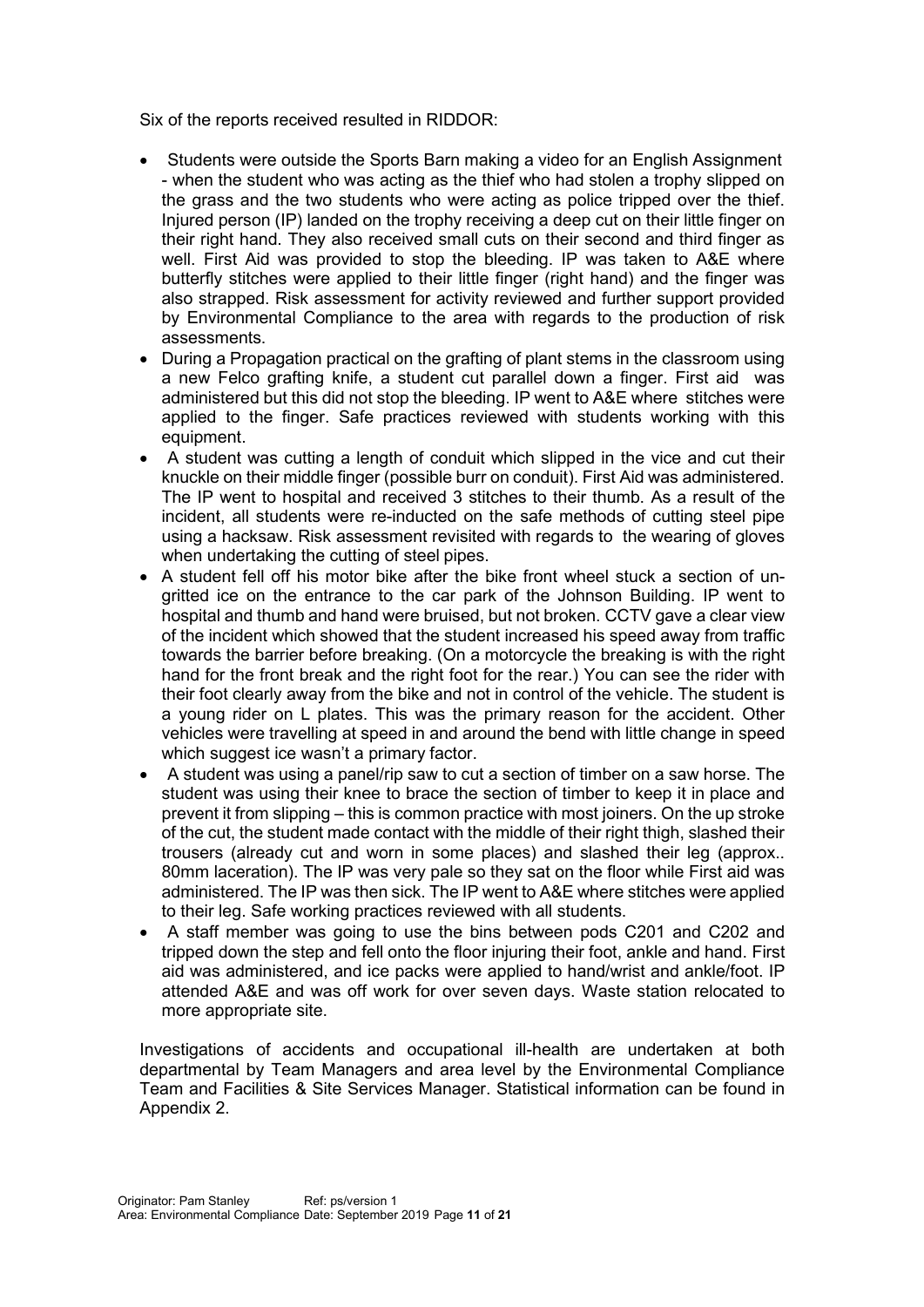Six of the reports received resulted in RIDDOR:

- Students were outside the Sports Barn making a video for an English Assignment - when the student who was acting as the thief who had stolen a trophy slipped on the grass and the two students who were acting as police tripped over the thief. Injured person (IP) landed on the trophy receiving a deep cut on their little finger on their right hand. They also received small cuts on their second and third finger as well. First Aid was provided to stop the bleeding. IP was taken to A&E where butterfly stitches were applied to their little finger (right hand) and the finger was also strapped. Risk assessment for activity reviewed and further support provided by Environmental Compliance to the area with regards to the production of risk assessments.
- During a Propagation practical on the grafting of plant stems in the classroom using a new Felco grafting knife, a student cut parallel down a finger. First aid was administered but this did not stop the bleeding. IP went to A&E where stitches were applied to the finger. Safe practices reviewed with students working with this equipment.
- A student was cutting a length of conduit which slipped in the vice and cut their knuckle on their middle finger (possible burr on conduit). First Aid was administered. The IP went to hospital and received 3 stitches to their thumb. As a result of the incident, all students were re-inducted on the safe methods of cutting steel pipe using a hacksaw. Risk assessment revisited with regards to the wearing of gloves when undertaking the cutting of steel pipes.
- A student fell off his motor bike after the bike front wheel stuck a section of un-gritted ice on the entrance to the car park of the Johnson Building. IP went to hospital and thumb and hand were bruised, but not broken. CCTV gave a clear view of the incident which showed that the student increased his speed away from traffic towards the barrier before breaking. (On a motorcycle the breaking is with the right hand for the front break and the right foot for the rear.) You can see the rider with their foot clearly away from the bike and not in control of the vehicle. The student is a young rider on L plates. This was the primary reason for the accident. Other vehicles were travelling at speed in and around the bend with little change in speed which suggest ice wasn't a primary factor.
- A student was using a panel/rip saw to cut a section of timber on a saw horse. The student was using their knee to brace the section of timber to keep it in place and prevent it from slipping – this is common practice with most joiners. On the up stroke of the cut, the student made contact with the middle of their right thigh, slashed their trousers (already cut and worn in some places) and slashed their leg (approx.. 80mm laceration). The IP was very pale so they sat on the floor while First aid was administered. The IP was then sick. The IP went to A&E where stitches were applied to their leg. Safe working practices reviewed with all students.
- A staff member was going to use the bins between pods C201 and C202 and tripped down the step and fell onto the floor injuring their foot, ankle and hand. First aid was administered, and ice packs were applied to hand/wrist and ankle/foot. IP attended A&E and was off work for over seven days. Waste station relocated to more appropriate site.

Investigations of accidents and occupational ill-health are undertaken at both departmental by Team Managers and area level by the Environmental Compliance Team and Facilities & Site Services Manager. Statistical information can be found in Appendix 2.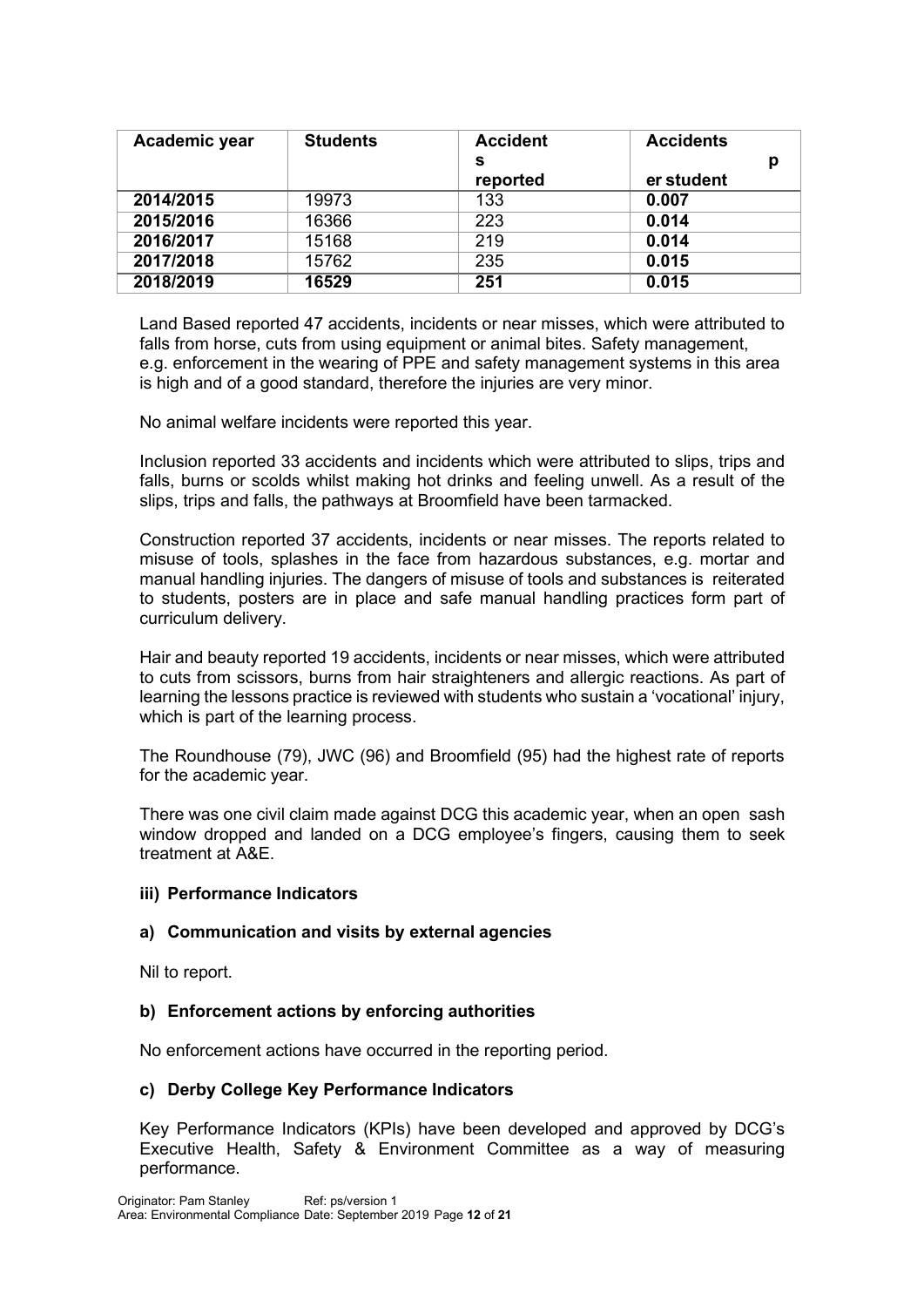| Academic year | Students | Accidents reported | Accidents per student |
| --- | --- | --- | --- |
| **2014/2015** | 19973 | 133 | **0.007** |
| **2015/2016** | 16366 | 223 | **0.014** |
| **2016/2017** | 15168 | 219 | **0.014** |
| **2017/2018** | 15762 | 235 | **0.015** |
| **2018/2019** | **16529** | **251** | **0.015** |

Land Based reported 47 accidents, incidents or near misses, which were attributed to falls from horse, cuts from using equipment or animal bites. Safety management, e.g. enforcement in the wearing of PPE and safety management systems in this area is high and of a good standard, therefore the injuries are very minor.

No animal welfare incidents were reported this year.

Inclusion reported 33 accidents and incidents which were attributed to slips, trips and falls, burns or scolds whilst making hot drinks and feeling unwell. As a result of the slips, trips and falls, the pathways at Broomfield have been tarmacked.

Construction reported 37 accidents, incidents or near misses. The reports related to misuse of tools, splashes in the face from hazardous substances, e.g. mortar and manual handling injuries. The dangers of misuse of tools and substances is reiterated to students, posters are in place and safe manual handling practices form part of curriculum delivery.

Hair and beauty reported 19 accidents, incidents or near misses, which were attributed to cuts from scissors, burns from hair straighteners and allergic reactions. As part of learning the lessons practice is reviewed with students who sustain a 'vocational' injury, which is part of the learning process.

The Roundhouse (79), JWC (96) and Broomfield (95) had the highest rate of reports for the academic year.

There was one civil claim made against DCG this academic year, when an open sash window dropped and landed on a DCG employee's fingers, causing them to seek treatment at A&E.

### iii) Performance Indicators

#### a) Communication and visits by external agencies

Nil to report.

#### b) Enforcement actions by enforcing authorities

No enforcement actions have occurred in the reporting period.

#### c) Derby College Key Performance Indicators

Key Performance Indicators (KPIs) have been developed and approved by DCG's Executive Health, Safety & Environment Committee as a way of measuring performance.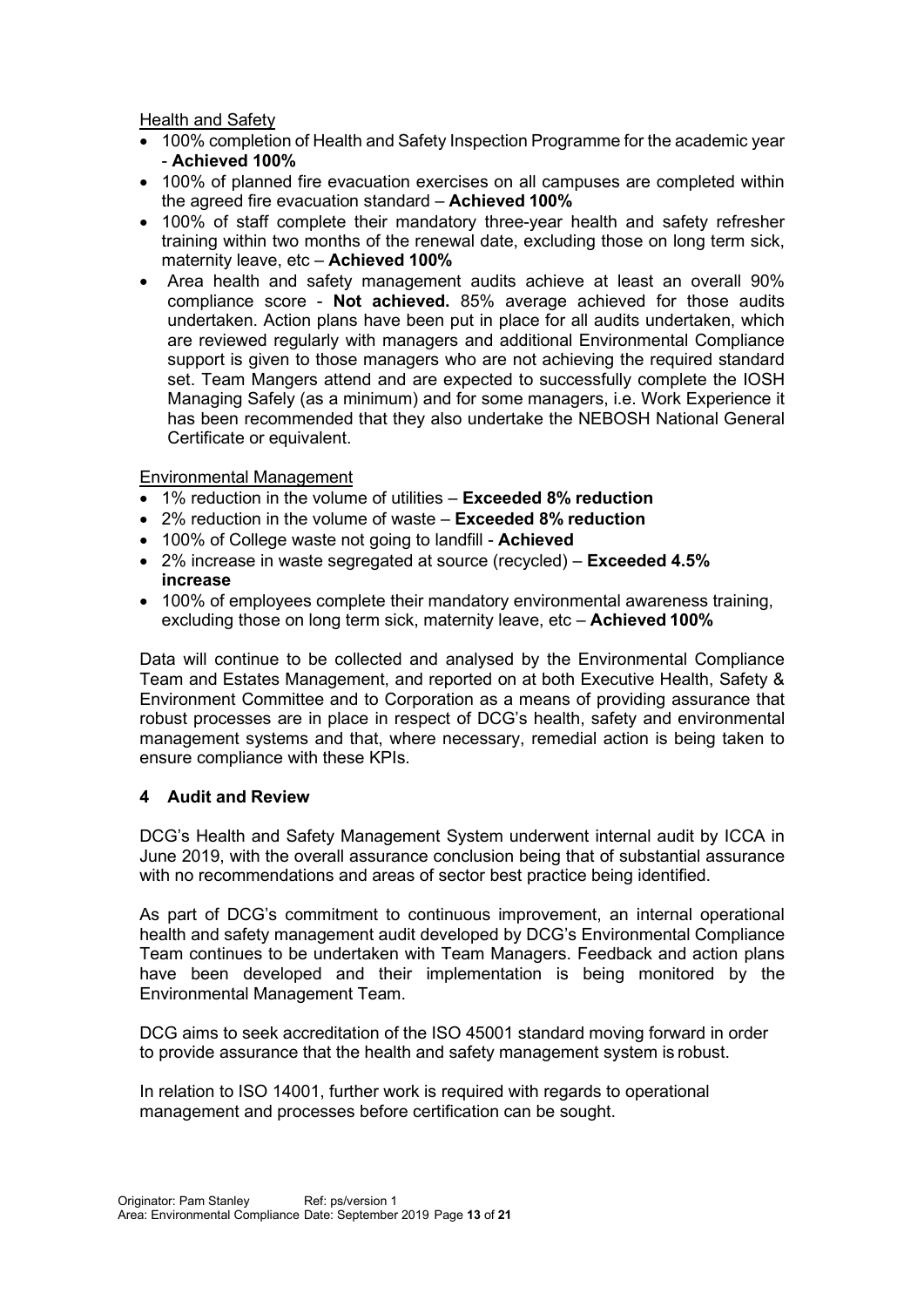Health and Safety

- 100% completion of Health and Safety Inspection Programme for the academic year - **Achieved 100%**
- 100% of planned fire evacuation exercises on all campuses are completed within the agreed fire evacuation standard – **Achieved 100%**
- 100% of staff complete their mandatory three-year health and safety refresher training within two months of the renewal date, excluding those on long term sick, maternity leave, etc – **Achieved 100%**
- Area health and safety management audits achieve at least an overall 90% compliance score - **Not achieved.** 85% average achieved for those audits undertaken. Action plans have been put in place for all audits undertaken, which are reviewed regularly with managers and additional Environmental Compliance support is given to those managers who are not achieving the required standard set. Team Mangers attend and are expected to successfully complete the IOSH Managing Safely (as a minimum) and for some managers, i.e. Work Experience it has been recommended that they also undertake the NEBOSH National General Certificate or equivalent.

Environmental Management

- 1% reduction in the volume of utilities – **Exceeded 8% reduction**
- 2% reduction in the volume of waste – **Exceeded 8% reduction**
- 100% of College waste not going to landfill - **Achieved**
- 2% increase in waste segregated at source (recycled) – **Exceeded 4.5% increase**
- 100% of employees complete their mandatory environmental awareness training, excluding those on long term sick, maternity leave, etc – **Achieved 100%**

Data will continue to be collected and analysed by the Environmental Compliance Team and Estates Management, and reported on at both Executive Health, Safety & Environment Committee and to Corporation as a means of providing assurance that robust processes are in place in respect of DCG's health, safety and environmental management systems and that, where necessary, remedial action is being taken to ensure compliance with these KPIs.

## 4 Audit and Review

DCG's Health and Safety Management System underwent internal audit by ICCA in June 2019, with the overall assurance conclusion being that of substantial assurance with no recommendations and areas of sector best practice being identified.

As part of DCG's commitment to continuous improvement, an internal operational health and safety management audit developed by DCG's Environmental Compliance Team continues to be undertaken with Team Managers. Feedback and action plans have been developed and their implementation is being monitored by the Environmental Management Team.

DCG aims to seek accreditation of the ISO 45001 standard moving forward in order to provide assurance that the health and safety management system is robust.

In relation to ISO 14001, further work is required with regards to operational management and processes before certification can be sought.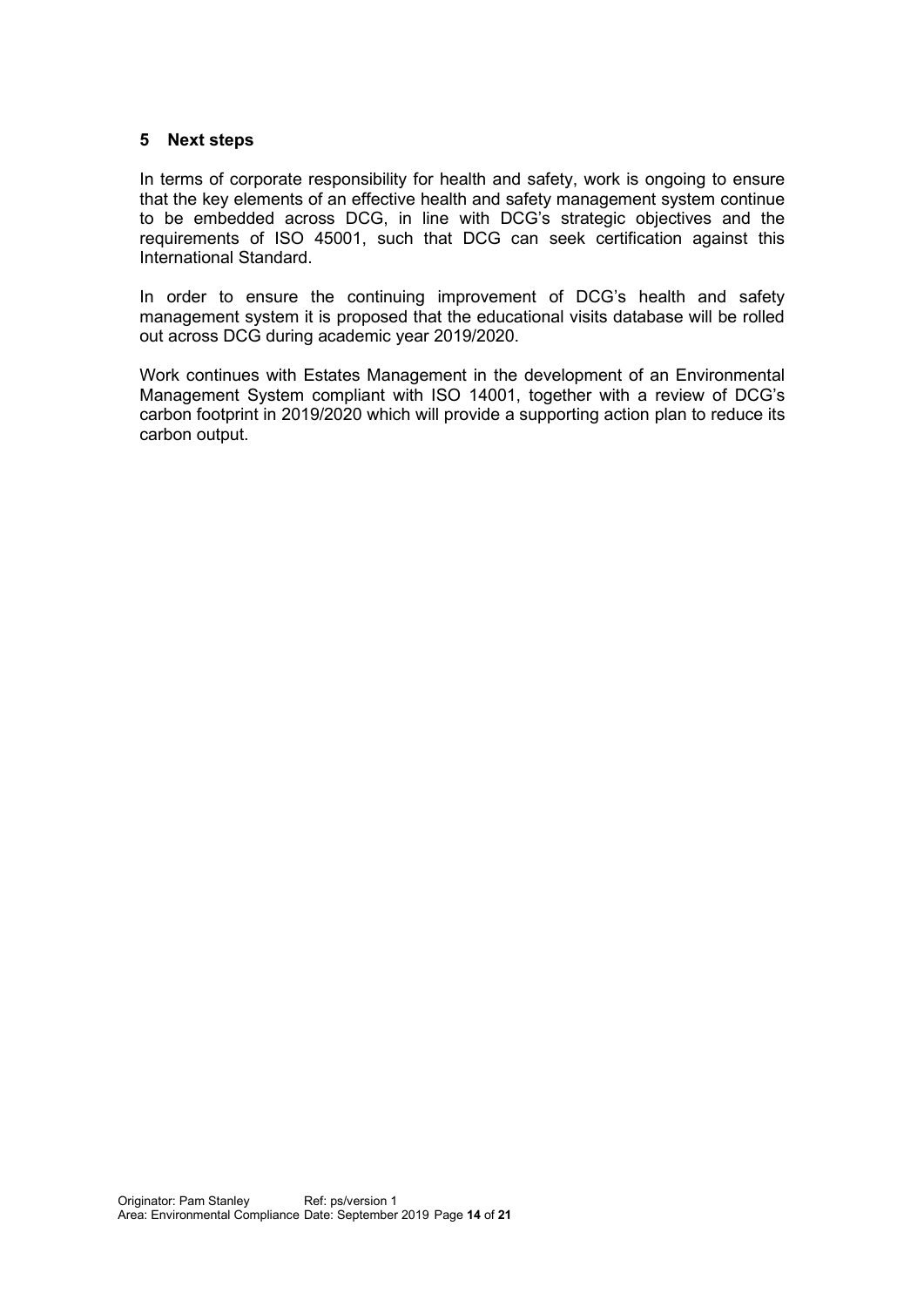## 5 Next steps

In terms of corporate responsibility for health and safety, work is ongoing to ensure that the key elements of an effective health and safety management system continue to be embedded across DCG, in line with DCG's strategic objectives and the requirements of ISO 45001, such that DCG can seek certification against this International Standard.

In order to ensure the continuing improvement of DCG's health and safety management system it is proposed that the educational visits database will be rolled out across DCG during academic year 2019/2020.

Work continues with Estates Management in the development of an Environmental Management System compliant with ISO 14001, together with a review of DCG's carbon footprint in 2019/2020 which will provide a supporting action plan to reduce its carbon output.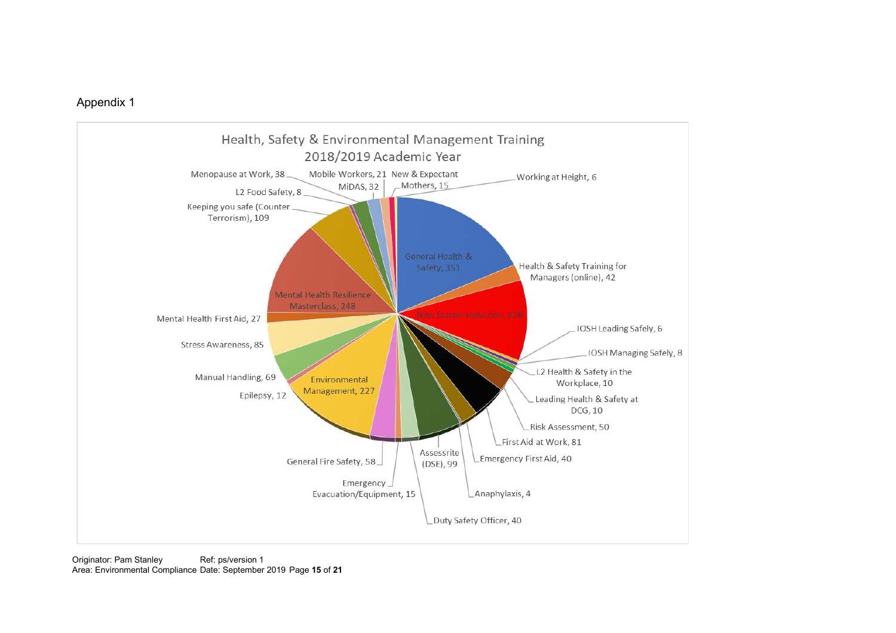Appendix 1

## Health, Safety & Environmental Management Training 2018/2019 Academic Year

| Training | Number |
|---|---|
| General Health & Safety | 351 |
| Health & Safety Training for Managers (online) | 42 |
| New Starter Induction | 208 |
| IOSH Leading Safely | 6 |
| IOSH Managing Safely | 8 |
| L2 Health & Safety in the Workplace | 10 |
| Leading Health & Safety at DCG | 10 |
| Risk Assessment | 50 |
| First Aid at Work | 81 |
| Emergency First Aid | 40 |
| Anaphylaxis | 4 |
| Duty Safety Officer | 40 |
| Assessrite (DSE) | 99 |
| Emergency Evacuation/Equipment | 15 |
| General Fire Safety | 58 |
| Environmental Management | 227 |
| Epilepsy | 12 |
| Manual Handling | 69 |
| Stress Awareness | 85 |
| Mental Health First Aid | 27 |
| Mental Health Resilience Masterclass | 248 |
| Keeping you safe (Counter Terrorism) | 109 |
| L2 Food Safety | 8 |
| Menopause at Work | 38 |
| MiDAS | 32 |
| Mobile Workers | 21 |
| New & Expectant Mothers | 15 |
| Working at Height | 6 |

Originator: Pam Stanley Ref: ps/version 1
Area: Environmental Compliance Date: September 2019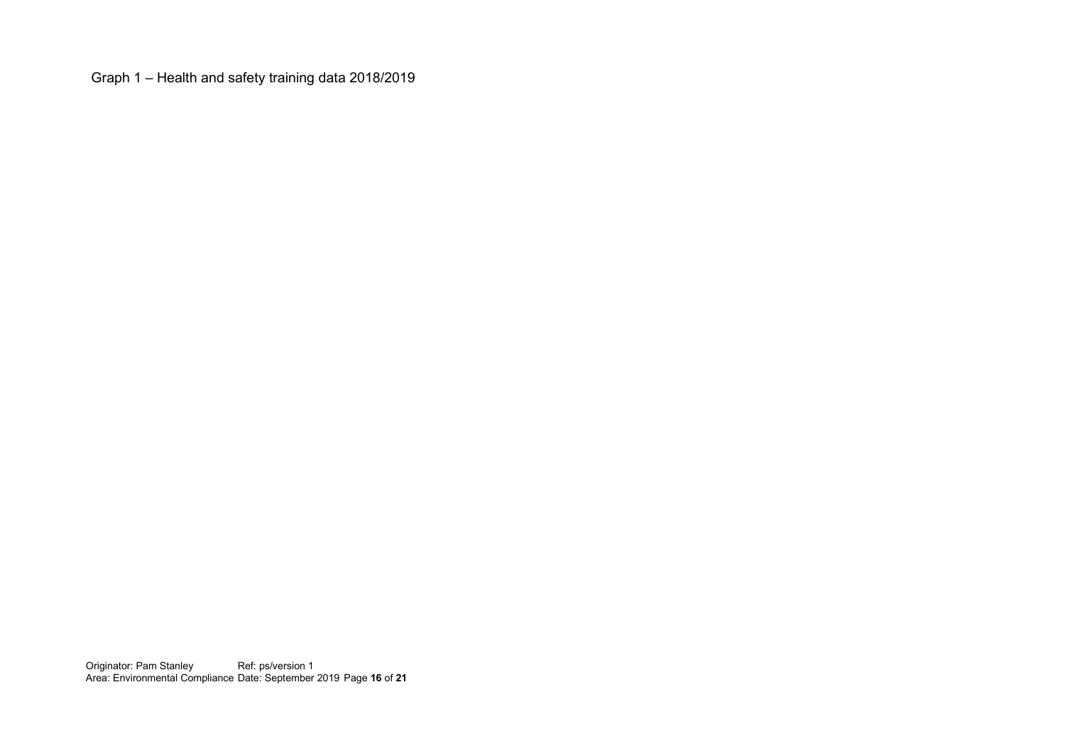Graph 1 – Health and safety training data 2018/2019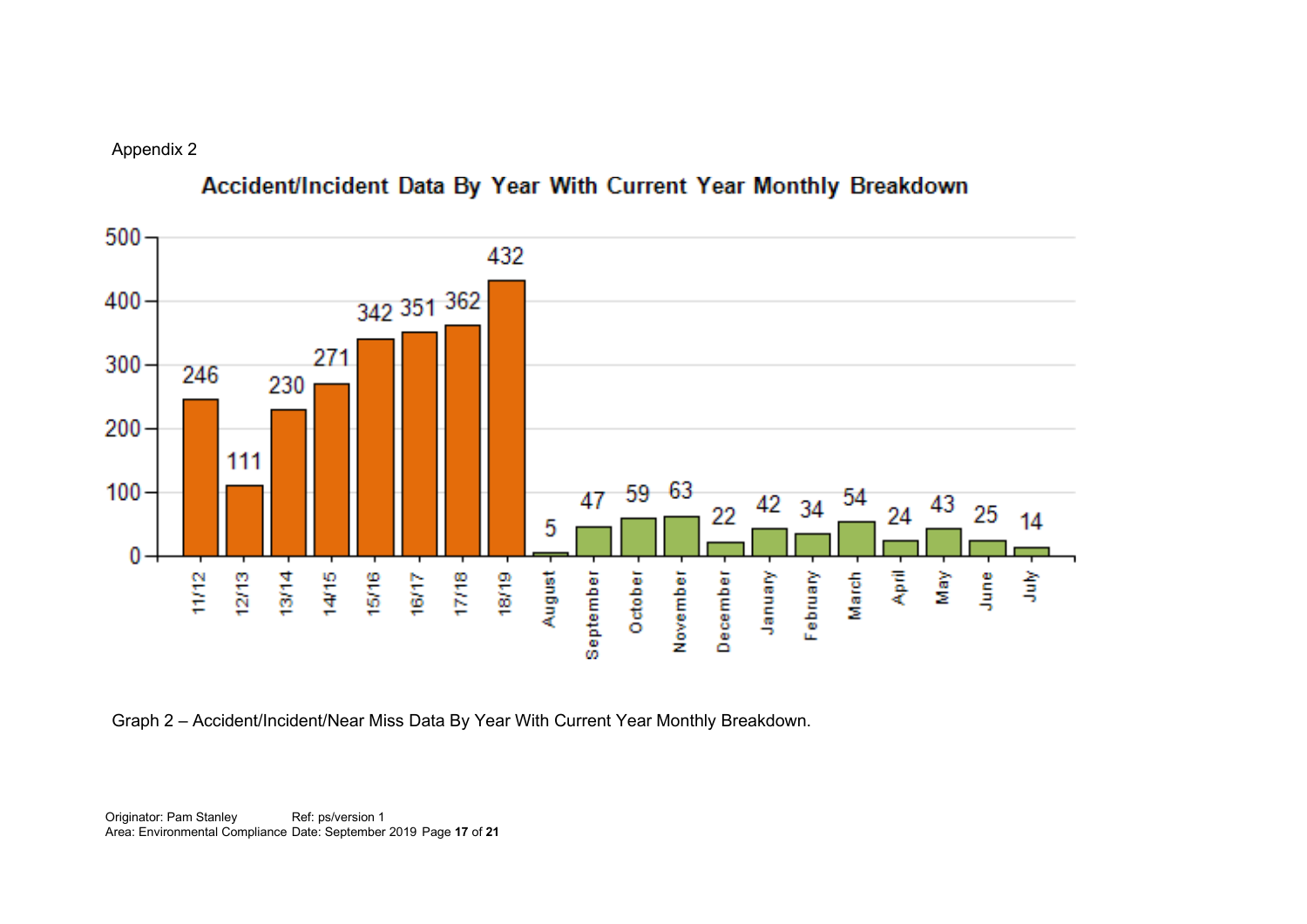Appendix 2

**Accident/Incident Data By Year With Current Year Monthly Breakdown**

| Period | Count |
| --- | --- |
| 11/12 | 246 |
| 12/13 | 111 |
| 13/14 | 230 |
| 14/15 | 271 |
| 15/16 | 342 |
| 16/17 | 351 |
| 17/18 | 362 |
| 18/19 | 432 |
| August | 5 |
| September | 47 |
| October | 59 |
| November | 63 |
| December | 22 |
| January | 42 |
| February | 34 |
| March | 54 |
| April | 24 |
| May | 43 |
| June | 25 |
| July | 14 |

Graph 2 – Accident/Incident/Near Miss Data By Year With Current Year Monthly Breakdown.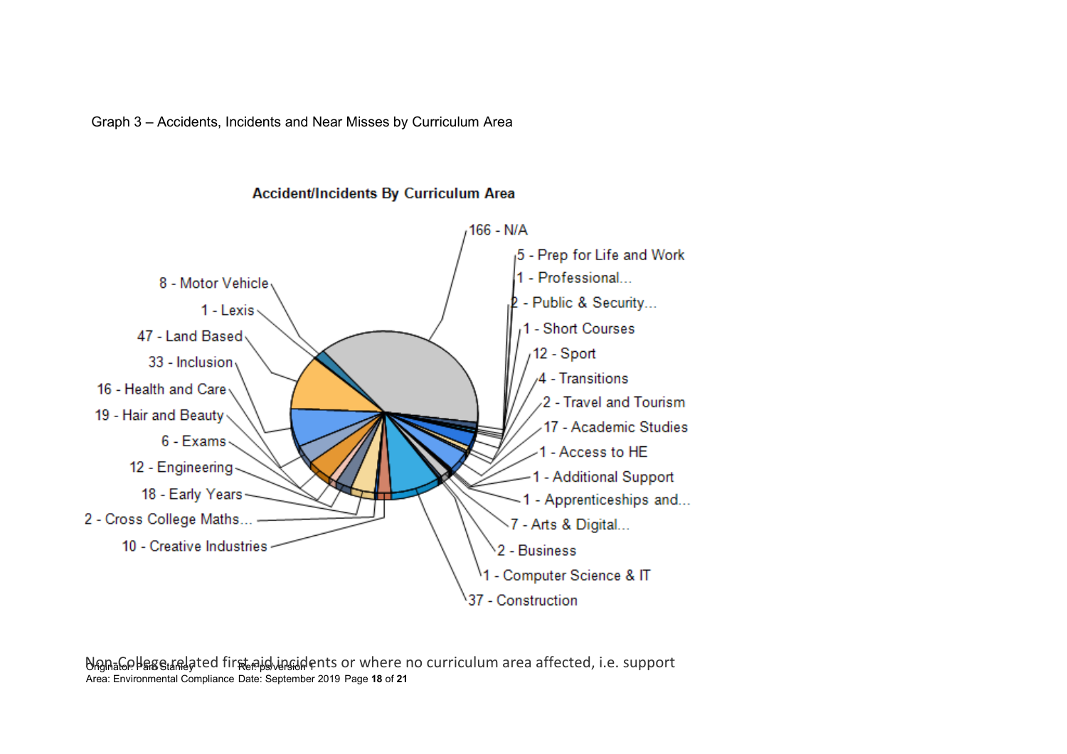Graph 3 – Accidents, Incidents and Near Misses by Curriculum Area

**Accident/Incidents By Curriculum Area**

- 166 - N/A
- 5 - Prep for Life and Work
- 1 - Professional...
- 2 - Public & Security...
- 1 - Short Courses
- 12 - Sport
- 4 - Transitions
- 2 - Travel and Tourism
- 17 - Academic Studies
- 1 - Access to HE
- 1 - Additional Support
- 1 - Apprenticeships and...
- 7 - Arts & Digital...
- 2 - Business
- 1 - Computer Science & IT
- 37 - Construction
- 10 - Creative Industries
- 2 - Cross College Maths...
- 18 - Early Years
- 12 - Engineering
- 6 - Exams
- 19 - Hair and Beauty
- 16 - Health and Care
- 33 - Inclusion
- 47 - Land Based
- 1 - Lexis
- 8 - Motor Vehicle

Non-College related first aid incidents or where no curriculum area affected, i.e. support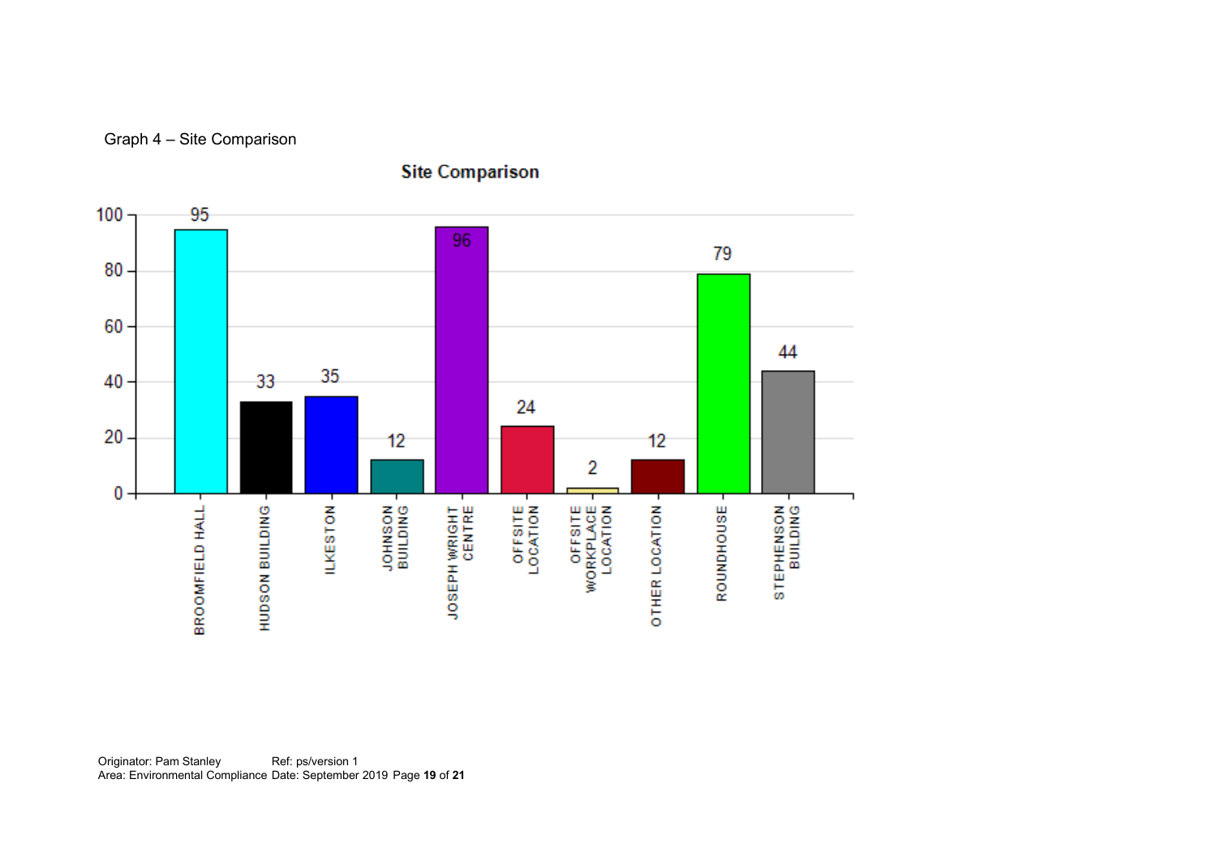Graph 4 – Site Comparison

**Site Comparison**

| Site | Value |
|---|---|
| BROOMFIELD HALL | 95 |
| HUDSON BUILDING | 33 |
| ILKESTON | 35 |
| JOHNSON BUILDING | 12 |
| JOSEPH WRIGHT CENTRE | 96 |
| OFFSITE LOCATION | 24 |
| OFFSITE WORKPLACE LOCATION | 2 |
| OTHER LOCATION | 12 |
| ROUNDHOUSE | 79 |
| STEPHENSON BUILDING | 44 |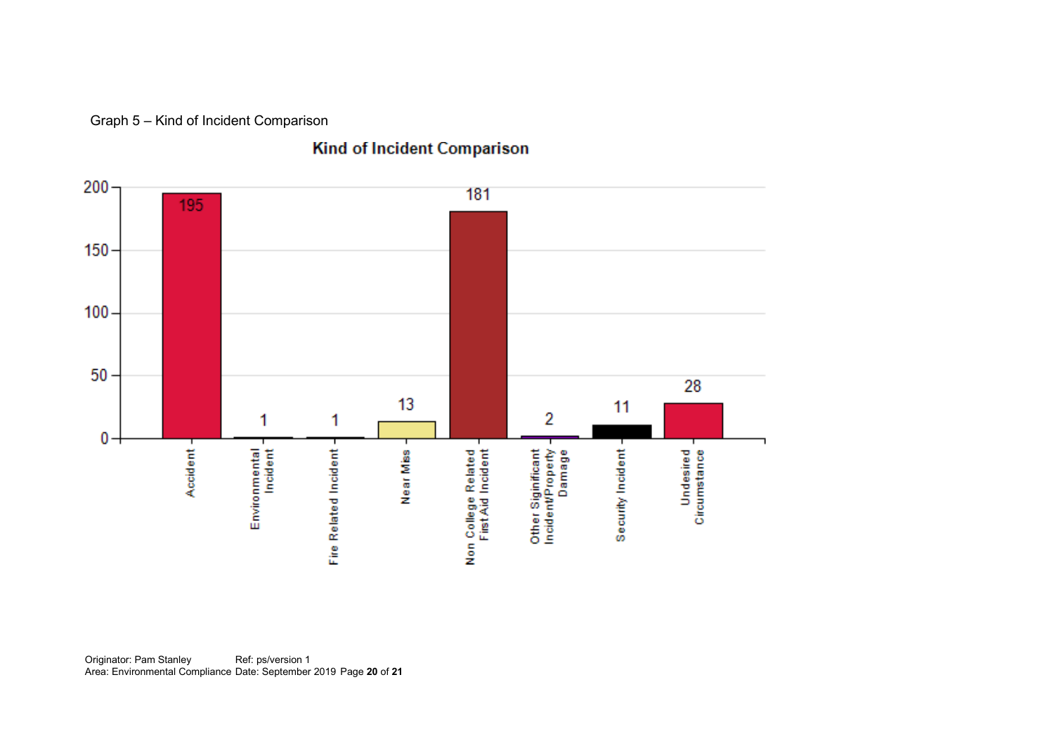Graph 5 – Kind of Incident Comparison

**Kind of Incident Comparison**

| Kind of Incident | Count |
|---|---|
| Accident | 195 |
| Environmental Incident | 1 |
| Fire Related Incident | 1 |
| Near Miss | 13 |
| Non College Related First Aid Incident | 181 |
| Other Significant Incident/Property Damage | 2 |
| Security Incident | 11 |
| Undesired Circumstance | 28 |

Originator: Pam Stanley Ref: ps/version 1
Area: Environmental Compliance Date: September 2019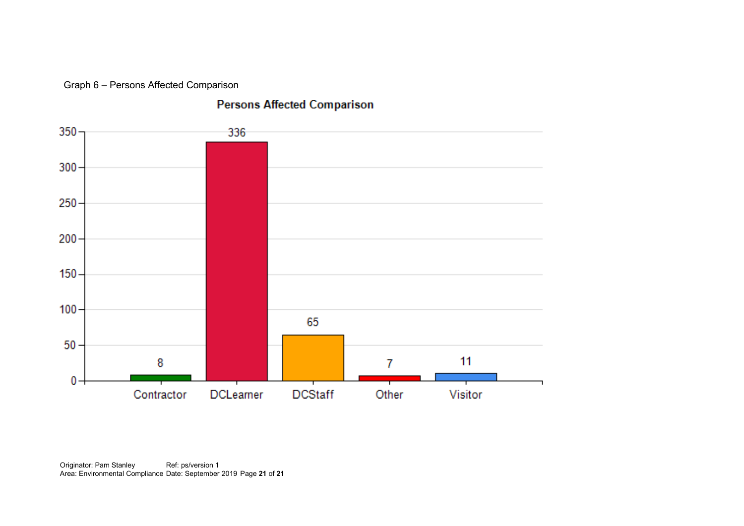Graph 6 – Persons Affected Comparison

**Persons Affected Comparison**

| Category | Count |
|---|---|
| Contractor | 8 |
| DCLearner | 336 |
| DCStaff | 65 |
| Other | 7 |
| Visitor | 11 |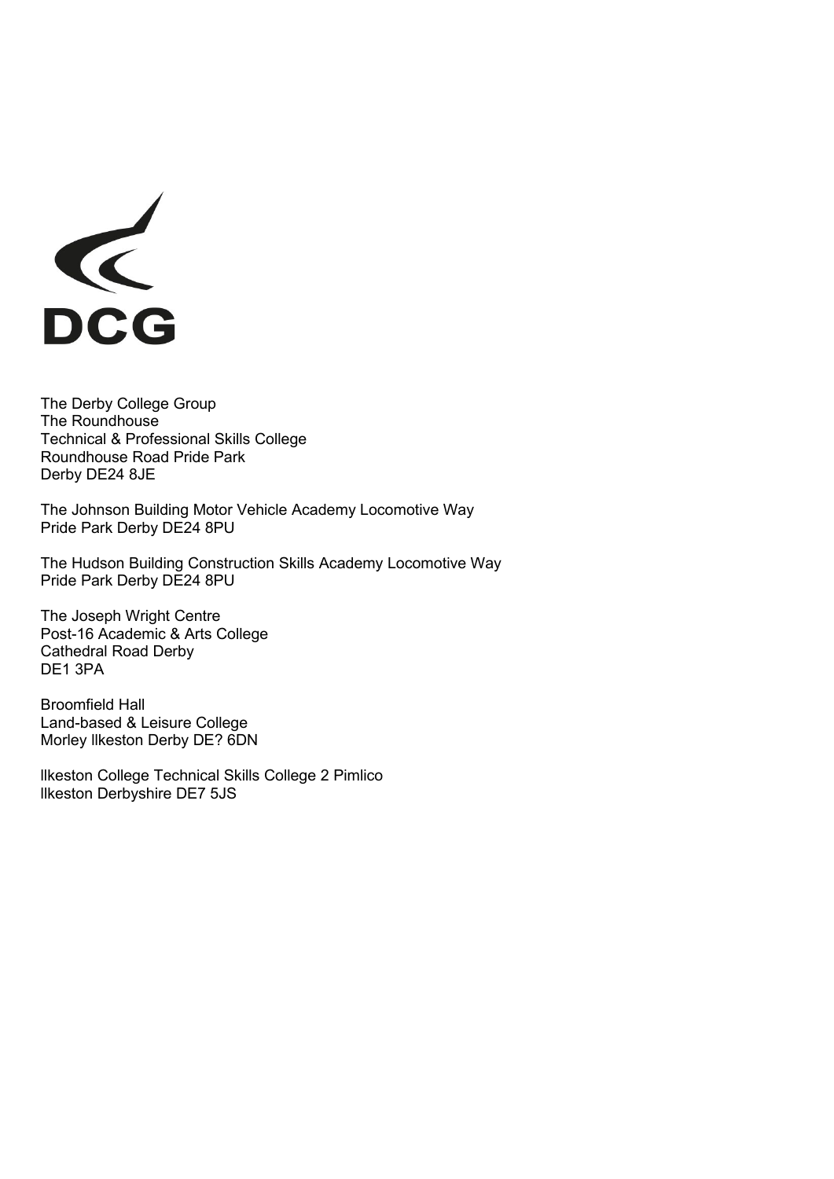DCG

The Derby College Group
The Roundhouse
Technical & Professional Skills College
Roundhouse Road Pride Park
Derby DE24 8JE

The Johnson Building Motor Vehicle Academy Locomotive Way
Pride Park Derby DE24 8PU

The Hudson Building Construction Skills Academy Locomotive Way
Pride Park Derby DE24 8PU

The Joseph Wright Centre
Post-16 Academic & Arts College
Cathedral Road Derby
DE1 3PA

Broomfield Hall
Land-based & Leisure College
Morley llkeston Derby DE? 6DN

llkeston College Technical Skills College 2 Pimlico
llkeston Derbyshire DE7 5JS